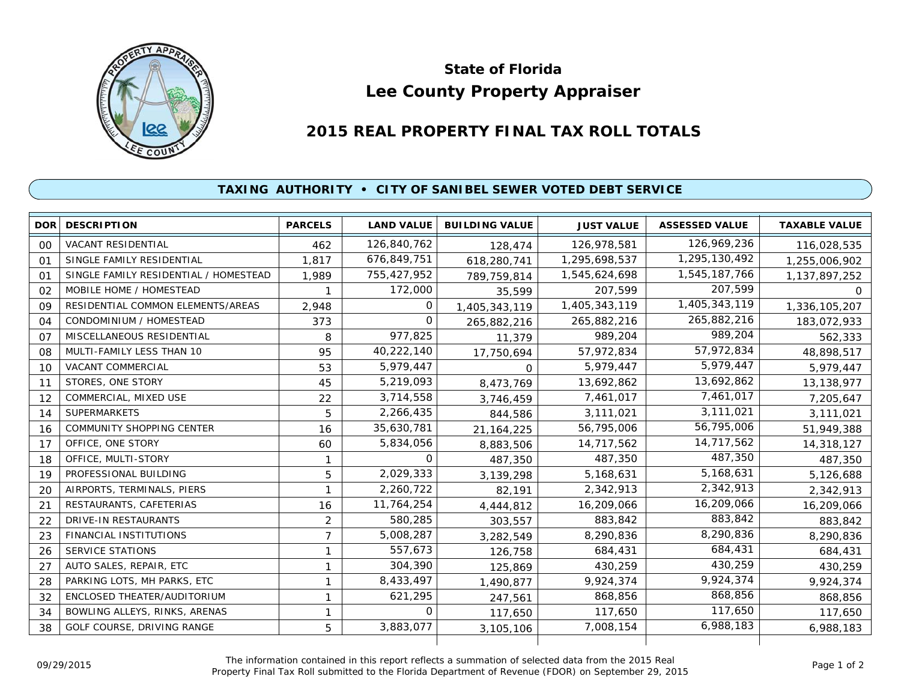# State of Florida
# Lee County Property Appraiser

## 2015 REAL PROPERTY FINAL TAX ROLL TOTALS

### TAXING AUTHORITY • CITY OF SANIBEL SEWER VOTED DEBT SERVICE

| DOR | DESCRIPTION | PARCELS | LAND VALUE | BUILDING VALUE | JUST VALUE | ASSESSED VALUE | TAXABLE VALUE |
|---|---|---|---|---|---|---|---|
| 00 | VACANT RESIDENTIAL | 462 | 126,840,762 | 128,474 | 126,978,581 | 126,969,236 | 116,028,535 |
| 01 | SINGLE FAMILY RESIDENTIAL | 1,817 | 676,849,751 | 618,280,741 | 1,295,698,537 | 1,295,130,492 | 1,255,006,902 |
| 01 | SINGLE FAMILY RESIDENTIAL / HOMESTEAD | 1,989 | 755,427,952 | 789,759,814 | 1,545,624,698 | 1,545,187,766 | 1,137,897,252 |
| 02 | MOBILE HOME / HOMESTEAD | 1 | 172,000 | 35,599 | 207,599 | 207,599 | 0 |
| 09 | RESIDENTIAL COMMON ELEMENTS/AREAS | 2,948 | 0 | 1,405,343,119 | 1,405,343,119 | 1,405,343,119 | 1,336,105,207 |
| 04 | CONDOMINIUM / HOMESTEAD | 373 | 0 | 265,882,216 | 265,882,216 | 265,882,216 | 183,072,933 |
| 07 | MISCELLANEOUS RESIDENTIAL | 8 | 977,825 | 11,379 | 989,204 | 989,204 | 562,333 |
| 08 | MULTI-FAMILY LESS THAN 10 | 95 | 40,222,140 | 17,750,694 | 57,972,834 | 57,972,834 | 48,898,517 |
| 10 | VACANT COMMERCIAL | 53 | 5,979,447 | 0 | 5,979,447 | 5,979,447 | 5,979,447 |
| 11 | STORES, ONE STORY | 45 | 5,219,093 | 8,473,769 | 13,692,862 | 13,692,862 | 13,138,977 |
| 12 | COMMERCIAL, MIXED USE | 22 | 3,714,558 | 3,746,459 | 7,461,017 | 7,461,017 | 7,205,647 |
| 14 | SUPERMARKETS | 5 | 2,266,435 | 844,586 | 3,111,021 | 3,111,021 | 3,111,021 |
| 16 | COMMUNITY SHOPPING CENTER | 16 | 35,630,781 | 21,164,225 | 56,795,006 | 56,795,006 | 51,949,388 |
| 17 | OFFICE, ONE STORY | 60 | 5,834,056 | 8,883,506 | 14,717,562 | 14,717,562 | 14,318,127 |
| 18 | OFFICE, MULTI-STORY | 1 | 0 | 487,350 | 487,350 | 487,350 | 487,350 |
| 19 | PROFESSIONAL BUILDING | 5 | 2,029,333 | 3,139,298 | 5,168,631 | 5,168,631 | 5,126,688 |
| 20 | AIRPORTS, TERMINALS, PIERS | 1 | 2,260,722 | 82,191 | 2,342,913 | 2,342,913 | 2,342,913 |
| 21 | RESTAURANTS, CAFETERIAS | 16 | 11,764,254 | 4,444,812 | 16,209,066 | 16,209,066 | 16,209,066 |
| 22 | DRIVE-IN RESTAURANTS | 2 | 580,285 | 303,557 | 883,842 | 883,842 | 883,842 |
| 23 | FINANCIAL INSTITUTIONS | 7 | 5,008,287 | 3,282,549 | 8,290,836 | 8,290,836 | 8,290,836 |
| 26 | SERVICE STATIONS | 1 | 557,673 | 126,758 | 684,431 | 684,431 | 684,431 |
| 27 | AUTO SALES, REPAIR, ETC | 1 | 304,390 | 125,869 | 430,259 | 430,259 | 430,259 |
| 28 | PARKING LOTS, MH PARKS, ETC | 1 | 8,433,497 | 1,490,877 | 9,924,374 | 9,924,374 | 9,924,374 |
| 32 | ENCLOSED THEATER/AUDITORIUM | 1 | 621,295 | 247,561 | 868,856 | 868,856 | 868,856 |
| 34 | BOWLING ALLEYS, RINKS, ARENAS | 1 | 0 | 117,650 | 117,650 | 117,650 | 117,650 |
| 38 | GOLF COURSE, DRIVING RANGE | 5 | 3,883,077 | 3,105,106 | 7,008,154 | 6,988,183 | 6,988,183 |

09/29/2015

The information contained in this report reflects a summation of selected data from the 2015 Real Property Final Tax Roll submitted to the Florida Department of Revenue (FDOR) on September 29, 2015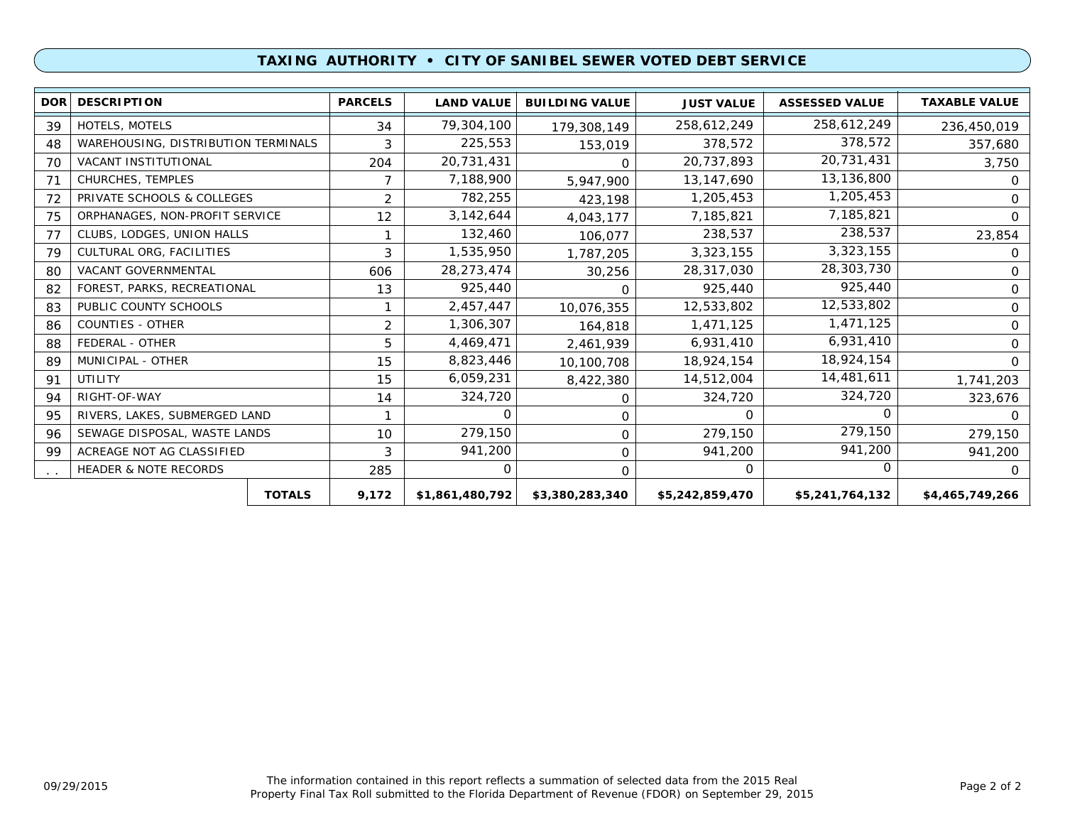## TAXING AUTHORITY • CITY OF SANIBEL SEWER VOTED DEBT SERVICE

| DOR | DESCRIPTION | PARCELS | LAND VALUE | BUILDING VALUE | JUST VALUE | ASSESSED VALUE | TAXABLE VALUE |
|---|---|---|---|---|---|---|---|
| 39 | HOTELS, MOTELS | 34 | 79,304,100 | 179,308,149 | 258,612,249 | 258,612,249 | 236,450,019 |
| 48 | WAREHOUSING, DISTRIBUTION TERMINALS | 3 | 225,553 | 153,019 | 378,572 | 378,572 | 357,680 |
| 70 | VACANT INSTITUTIONAL | 204 | 20,731,431 | 0 | 20,737,893 | 20,731,431 | 3,750 |
| 71 | CHURCHES, TEMPLES | 7 | 7,188,900 | 5,947,900 | 13,147,690 | 13,136,800 | 0 |
| 72 | PRIVATE SCHOOLS & COLLEGES | 2 | 782,255 | 423,198 | 1,205,453 | 1,205,453 | 0 |
| 75 | ORPHANAGES, NON-PROFIT SERVICE | 12 | 3,142,644 | 4,043,177 | 7,185,821 | 7,185,821 | 0 |
| 77 | CLUBS, LODGES, UNION HALLS | 1 | 132,460 | 106,077 | 238,537 | 238,537 | 23,854 |
| 79 | CULTURAL ORG, FACILITIES | 3 | 1,535,950 | 1,787,205 | 3,323,155 | 3,323,155 | 0 |
| 80 | VACANT GOVERNMENTAL | 606 | 28,273,474 | 30,256 | 28,317,030 | 28,303,730 | 0 |
| 82 | FOREST, PARKS, RECREATIONAL | 13 | 925,440 | 0 | 925,440 | 925,440 | 0 |
| 83 | PUBLIC COUNTY SCHOOLS | 1 | 2,457,447 | 10,076,355 | 12,533,802 | 12,533,802 | 0 |
| 86 | COUNTIES - OTHER | 2 | 1,306,307 | 164,818 | 1,471,125 | 1,471,125 | 0 |
| 88 | FEDERAL - OTHER | 5 | 4,469,471 | 2,461,939 | 6,931,410 | 6,931,410 | 0 |
| 89 | MUNICIPAL - OTHER | 15 | 8,823,446 | 10,100,708 | 18,924,154 | 18,924,154 | 0 |
| 91 | UTILITY | 15 | 6,059,231 | 8,422,380 | 14,512,004 | 14,481,611 | 1,741,203 |
| 94 | RIGHT-OF-WAY | 14 | 324,720 | 0 | 324,720 | 324,720 | 323,676 |
| 95 | RIVERS, LAKES, SUBMERGED LAND | 1 | 0 | 0 | 0 | 0 | 0 |
| 96 | SEWAGE DISPOSAL, WASTE LANDS | 10 | 279,150 | 0 | 279,150 | 279,150 | 279,150 |
| 99 | ACREAGE NOT AG CLASSIFIED | 3 | 941,200 | 0 | 941,200 | 941,200 | 941,200 |
| . . | HEADER & NOTE RECORDS | 285 | 0 | 0 | 0 | 0 | 0 |
| | **TOTALS** | **9,172** | **$1,861,480,792** | **$3,380,283,340** | **$5,242,859,470** | **$5,241,764,132** | **$4,465,749,266** |

09/29/2015

The information contained in this report reflects a summation of selected data from the 2015 Real Property Final Tax Roll submitted to the Florida Department of Revenue (FDOR) on September 29, 2015